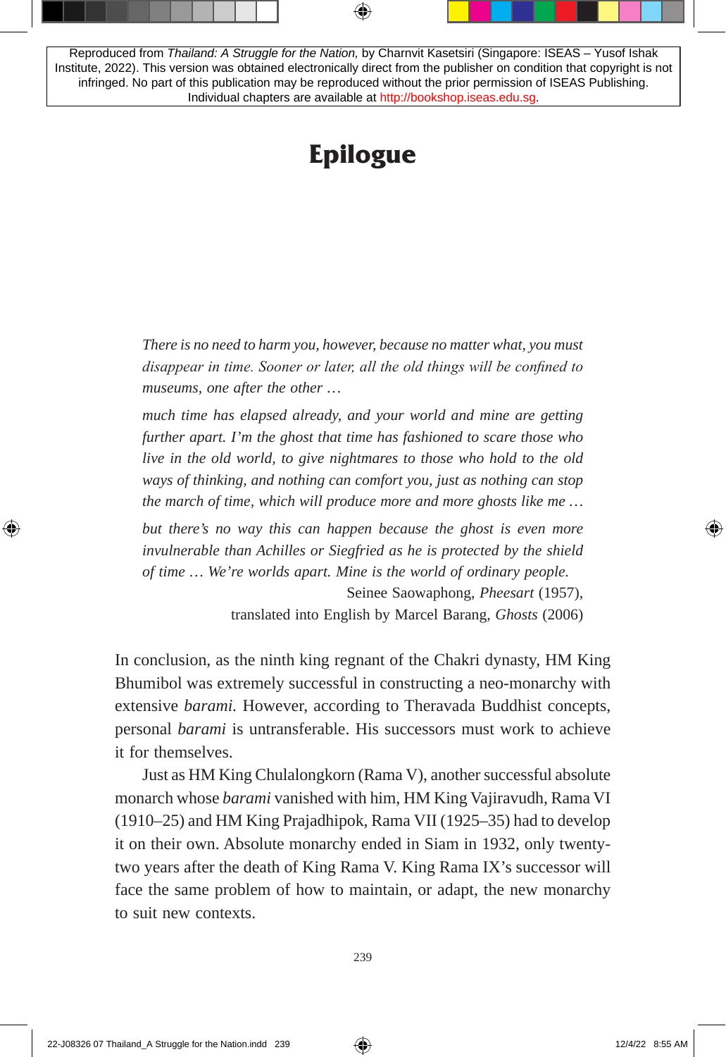Reproduced from *Thailand: A Struggle for the Nation,* by Charnvit Kasetsiri (Singapore: ISEAS – Yusof Ishak Institute, 2022). This version was obtained electronically direct from the publisher on condition that copyright is not infringed. No part of this publication may be reproduced without the prior permission of ISEAS Publishing. Individual chapters are available at http://bookshop.iseas.edu.sg.

# Epilogue

> *There is no need to harm you, however, because no matter what, you must disappear in time. Sooner or later, all the old things will be confined to museums, one after the other …*
>
> *much time has elapsed already, and your world and mine are getting further apart. I'm the ghost that time has fashioned to scare those who live in the old world, to give nightmares to those who hold to the old ways of thinking, and nothing can comfort you, just as nothing can stop the march of time, which will produce more and more ghosts like me …*
>
> *but there's no way this can happen because the ghost is even more invulnerable than Achilles or Siegfried as he is protected by the shield of time … We're worlds apart. Mine is the world of ordinary people.*
>
> Seinee Saowaphong, *Pheesart* (1957),
> translated into English by Marcel Barang, *Ghosts* (2006)

In conclusion, as the ninth king regnant of the Chakri dynasty, HM King Bhumibol was extremely successful in constructing a neo-monarchy with extensive *barami*. However, according to Theravada Buddhist concepts, personal *barami* is untransferable. His successors must work to achieve it for themselves.

Just as HM King Chulalongkorn (Rama V), another successful absolute monarch whose *barami* vanished with him, HM King Vajiravudh, Rama VI (1910–25) and HM King Prajadhipok, Rama VII (1925–35) had to develop it on their own. Absolute monarchy ended in Siam in 1932, only twenty-two years after the death of King Rama V. King Rama IX's successor will face the same problem of how to maintain, or adapt, the new monarchy to suit new contexts.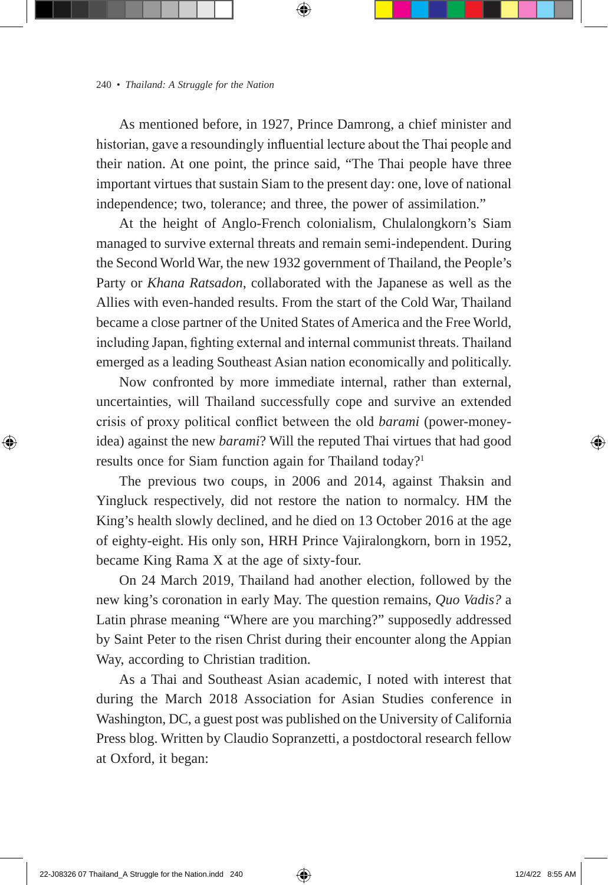As mentioned before, in 1927, Prince Damrong, a chief minister and historian, gave a resoundingly influential lecture about the Thai people and their nation. At one point, the prince said, "The Thai people have three important virtues that sustain Siam to the present day: one, love of national independence; two, tolerance; and three, the power of assimilation."

At the height of Anglo-French colonialism, Chulalongkorn's Siam managed to survive external threats and remain semi-independent. During the Second World War, the new 1932 government of Thailand, the People's Party or *Khana Ratsadon*, collaborated with the Japanese as well as the Allies with even-handed results. From the start of the Cold War, Thailand became a close partner of the United States of America and the Free World, including Japan, fighting external and internal communist threats. Thailand emerged as a leading Southeast Asian nation economically and politically.

Now confronted by more immediate internal, rather than external, uncertainties, will Thailand successfully cope and survive an extended crisis of proxy political conflict between the old *barami* (power-money-idea) against the new *barami*? Will the reputed Thai virtues that had good results once for Siam function again for Thailand today?[1]

The previous two coups, in 2006 and 2014, against Thaksin and Yingluck respectively, did not restore the nation to normalcy. HM the King's health slowly declined, and he died on 13 October 2016 at the age of eighty-eight. His only son, HRH Prince Vajiralongkorn, born in 1952, became King Rama X at the age of sixty-four.

On 24 March 2019, Thailand had another election, followed by the new king's coronation in early May. The question remains, *Quo Vadis?* a Latin phrase meaning "Where are you marching?" supposedly addressed by Saint Peter to the risen Christ during their encounter along the Appian Way, according to Christian tradition.

As a Thai and Southeast Asian academic, I noted with interest that during the March 2018 Association for Asian Studies conference in Washington, DC, a guest post was published on the University of California Press blog. Written by Claudio Sopranzetti, a postdoctoral research fellow at Oxford, it began: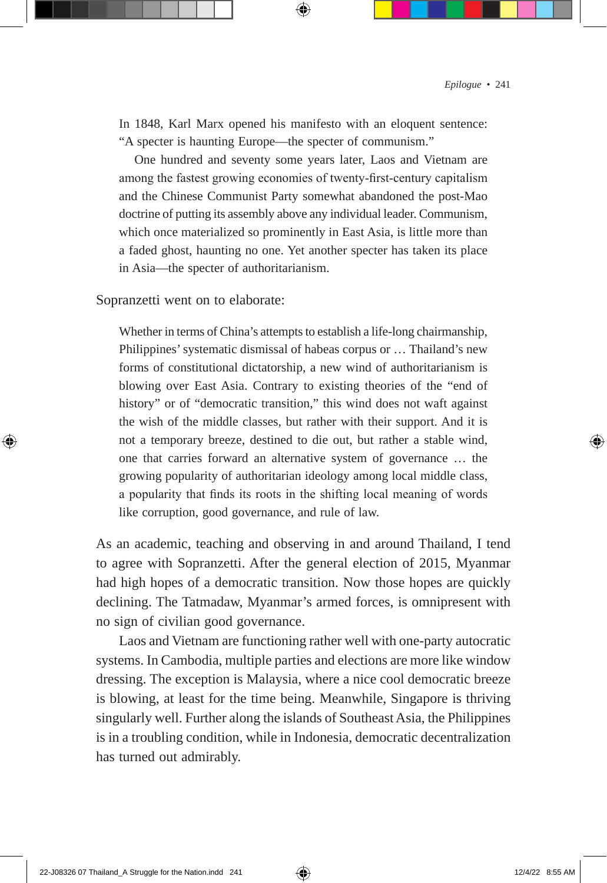> In 1848, Karl Marx opened his manifesto with an eloquent sentence: "A specter is haunting Europe—the specter of communism."
>
> One hundred and seventy some years later, Laos and Vietnam are among the fastest growing economies of twenty-first-century capitalism and the Chinese Communist Party somewhat abandoned the post-Mao doctrine of putting its assembly above any individual leader. Communism, which once materialized so prominently in East Asia, is little more than a faded ghost, haunting no one. Yet another specter has taken its place in Asia—the specter of authoritarianism.

Sopranzetti went on to elaborate:

> Whether in terms of China's attempts to establish a life-long chairmanship, Philippines' systematic dismissal of habeas corpus or … Thailand's new forms of constitutional dictatorship, a new wind of authoritarianism is blowing over East Asia. Contrary to existing theories of the "end of history" or of "democratic transition," this wind does not waft against the wish of the middle classes, but rather with their support. And it is not a temporary breeze, destined to die out, but rather a stable wind, one that carries forward an alternative system of governance … the growing popularity of authoritarian ideology among local middle class, a popularity that finds its roots in the shifting local meaning of words like corruption, good governance, and rule of law.

As an academic, teaching and observing in and around Thailand, I tend to agree with Sopranzetti. After the general election of 2015, Myanmar had high hopes of a democratic transition. Now those hopes are quickly declining. The Tatmadaw, Myanmar's armed forces, is omnipresent with no sign of civilian good governance.

Laos and Vietnam are functioning rather well with one-party autocratic systems. In Cambodia, multiple parties and elections are more like window dressing. The exception is Malaysia, where a nice cool democratic breeze is blowing, at least for the time being. Meanwhile, Singapore is thriving singularly well. Further along the islands of Southeast Asia, the Philippines is in a troubling condition, while in Indonesia, democratic decentralization has turned out admirably.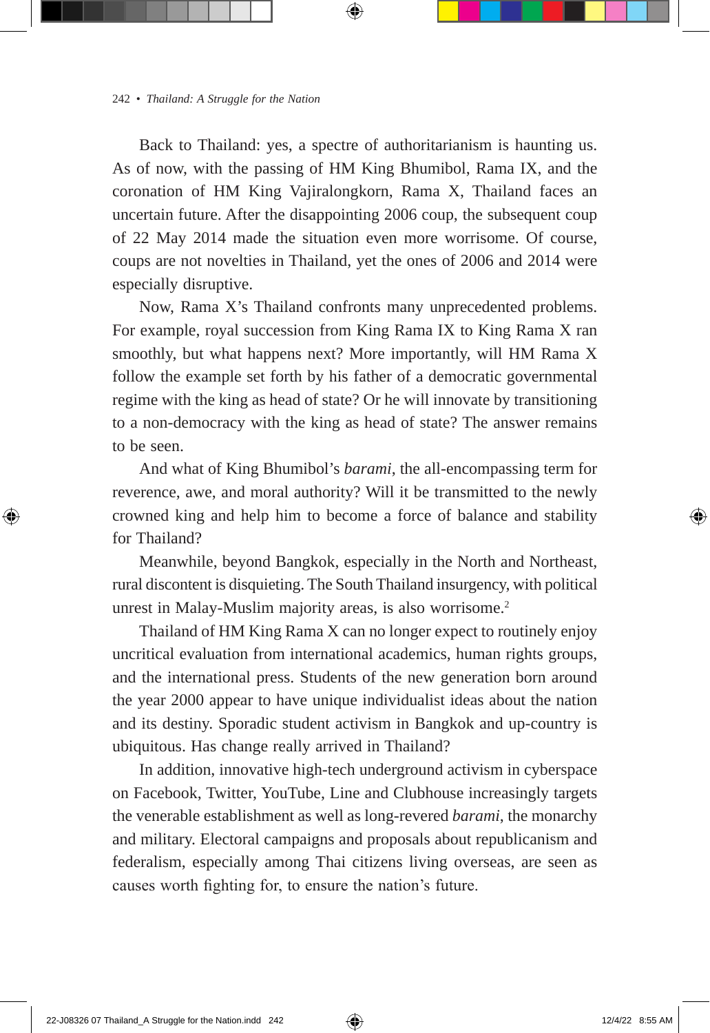Back to Thailand: yes, a spectre of authoritarianism is haunting us. As of now, with the passing of HM King Bhumibol, Rama IX, and the coronation of HM King Vajiralongkorn, Rama X, Thailand faces an uncertain future. After the disappointing 2006 coup, the subsequent coup of 22 May 2014 made the situation even more worrisome. Of course, coups are not novelties in Thailand, yet the ones of 2006 and 2014 were especially disruptive.

Now, Rama X's Thailand confronts many unprecedented problems. For example, royal succession from King Rama IX to King Rama X ran smoothly, but what happens next? More importantly, will HM Rama X follow the example set forth by his father of a democratic governmental regime with the king as head of state? Or he will innovate by transitioning to a non-democracy with the king as head of state? The answer remains to be seen.

And what of King Bhumibol's *barami*, the all-encompassing term for reverence, awe, and moral authority? Will it be transmitted to the newly crowned king and help him to become a force of balance and stability for Thailand?

Meanwhile, beyond Bangkok, especially in the North and Northeast, rural discontent is disquieting. The South Thailand insurgency, with political unrest in Malay-Muslim majority areas, is also worrisome.[2]

Thailand of HM King Rama X can no longer expect to routinely enjoy uncritical evaluation from international academics, human rights groups, and the international press. Students of the new generation born around the year 2000 appear to have unique individualist ideas about the nation and its destiny. Sporadic student activism in Bangkok and up-country is ubiquitous. Has change really arrived in Thailand?

In addition, innovative high-tech underground activism in cyberspace on Facebook, Twitter, YouTube, Line and Clubhouse increasingly targets the venerable establishment as well as long-revered *barami*, the monarchy and military. Electoral campaigns and proposals about republicanism and federalism, especially among Thai citizens living overseas, are seen as causes worth fighting for, to ensure the nation's future.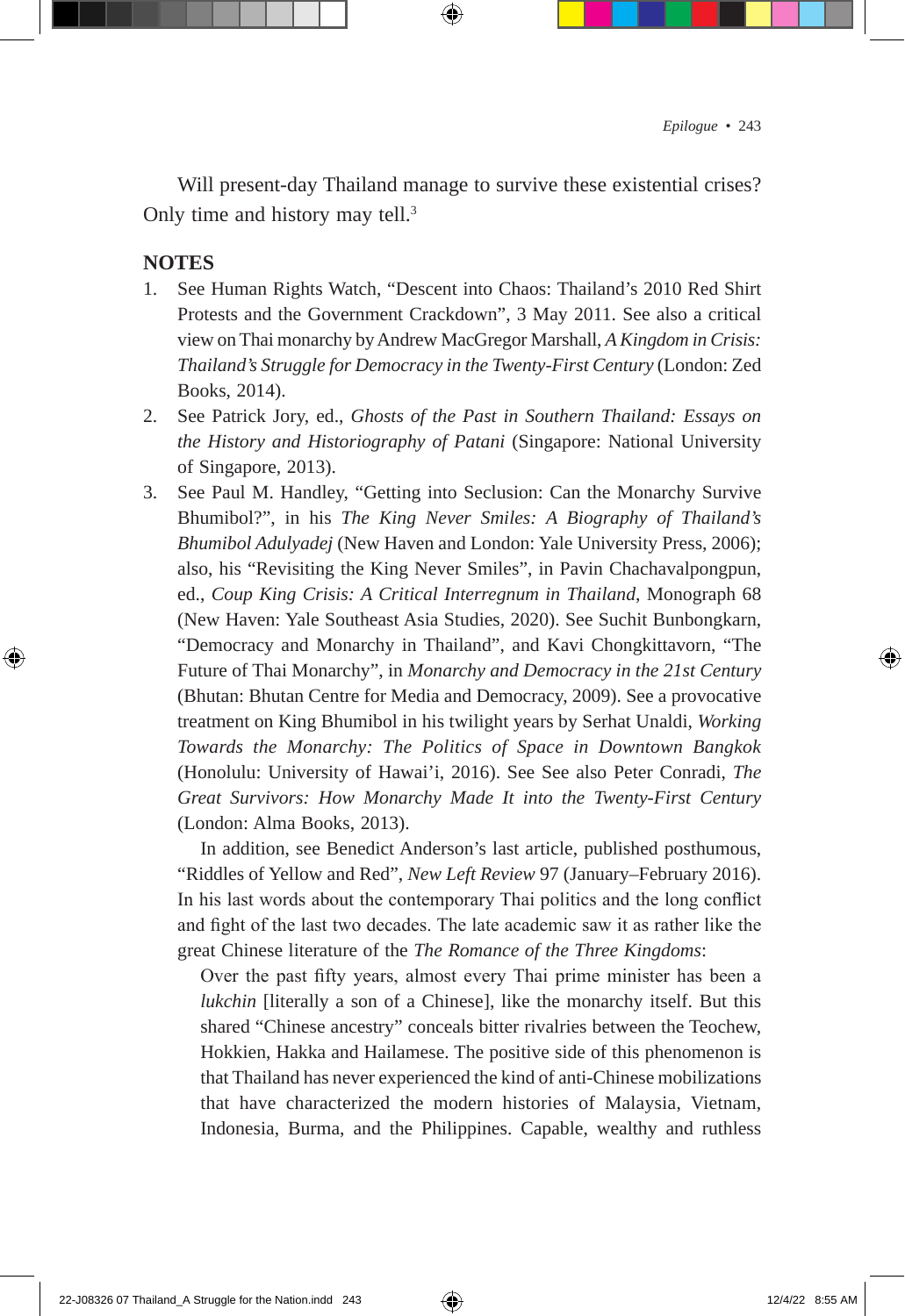Will present-day Thailand manage to survive these existential crises? Only time and history may tell.[3]

## NOTES

1. See Human Rights Watch, "Descent into Chaos: Thailand's 2010 Red Shirt Protests and the Government Crackdown", 3 May 2011. See also a critical view on Thai monarchy by Andrew MacGregor Marshall, *A Kingdom in Crisis: Thailand's Struggle for Democracy in the Twenty-First Century* (London: Zed Books, 2014).
2. See Patrick Jory, ed., *Ghosts of the Past in Southern Thailand: Essays on the History and Historiography of Patani* (Singapore: National University of Singapore, 2013).
3. See Paul M. Handley, "Getting into Seclusion: Can the Monarchy Survive Bhumibol?", in his *The King Never Smiles: A Biography of Thailand's Bhumibol Adulyadej* (New Haven and London: Yale University Press, 2006); also, his "Revisiting the King Never Smiles", in Pavin Chachavalpongpun, ed., *Coup King Crisis: A Critical Interregnum in Thailand*, Monograph 68 (New Haven: Yale Southeast Asia Studies, 2020). See Suchit Bunbongkarn, "Democracy and Monarchy in Thailand", and Kavi Chongkittavorn, "The Future of Thai Monarchy", in *Monarchy and Democracy in the 21st Century* (Bhutan: Bhutan Centre for Media and Democracy, 2009). See a provocative treatment on King Bhumibol in his twilight years by Serhat Unaldi, *Working Towards the Monarchy: The Politics of Space in Downtown Bangkok* (Honolulu: University of Hawai'i, 2016). See See also Peter Conradi, *The Great Survivors: How Monarchy Made It into the Twenty-First Century* (London: Alma Books, 2013).

   In addition, see Benedict Anderson's last article, published posthumous, "Riddles of Yellow and Red", *New Left Review* 97 (January–February 2016). In his last words about the contemporary Thai politics and the long conflict and fight of the last two decades. The late academic saw it as rather like the great Chinese literature of the *The Romance of the Three Kingdoms*:

   > Over the past fifty years, almost every Thai prime minister has been a *lukchin* [literally a son of a Chinese], like the monarchy itself. But this shared "Chinese ancestry" conceals bitter rivalries between the Teochew, Hokkien, Hakka and Hailamese. The positive side of this phenomenon is that Thailand has never experienced the kind of anti-Chinese mobilizations that have characterized the modern histories of Malaysia, Vietnam, Indonesia, Burma, and the Philippines. Capable, wealthy and ruthless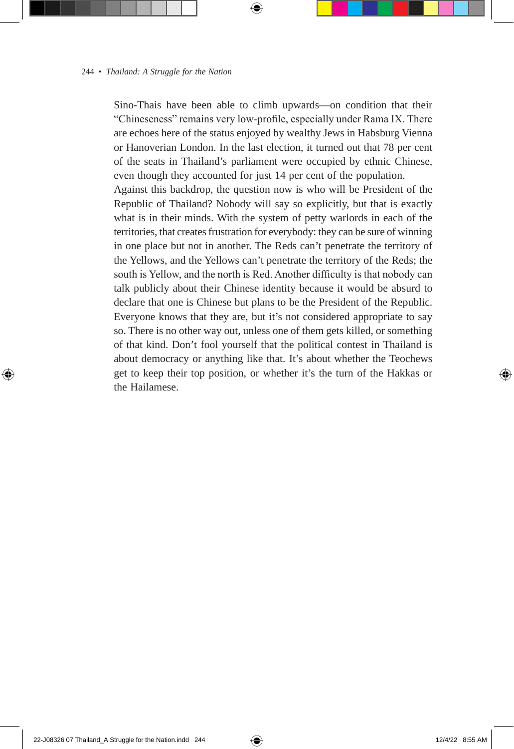Sino-Thais have been able to climb upwards—on condition that their "Chineseness" remains very low-profile, especially under Rama IX. There are echoes here of the status enjoyed by wealthy Jews in Habsburg Vienna or Hanoverian London. In the last election, it turned out that 78 per cent of the seats in Thailand's parliament were occupied by ethnic Chinese, even though they accounted for just 14 per cent of the population.

Against this backdrop, the question now is who will be President of the Republic of Thailand? Nobody will say so explicitly, but that is exactly what is in their minds. With the system of petty warlords in each of the territories, that creates frustration for everybody: they can be sure of winning in one place but not in another. The Reds can't penetrate the territory of the Yellows, and the Yellows can't penetrate the territory of the Reds; the south is Yellow, and the north is Red. Another difficulty is that nobody can talk publicly about their Chinese identity because it would be absurd to declare that one is Chinese but plans to be the President of the Republic. Everyone knows that they are, but it's not considered appropriate to say so. There is no other way out, unless one of them gets killed, or something of that kind. Don't fool yourself that the political contest in Thailand is about democracy or anything like that. It's about whether the Teochews get to keep their top position, or whether it's the turn of the Hakkas or the Hailamese.